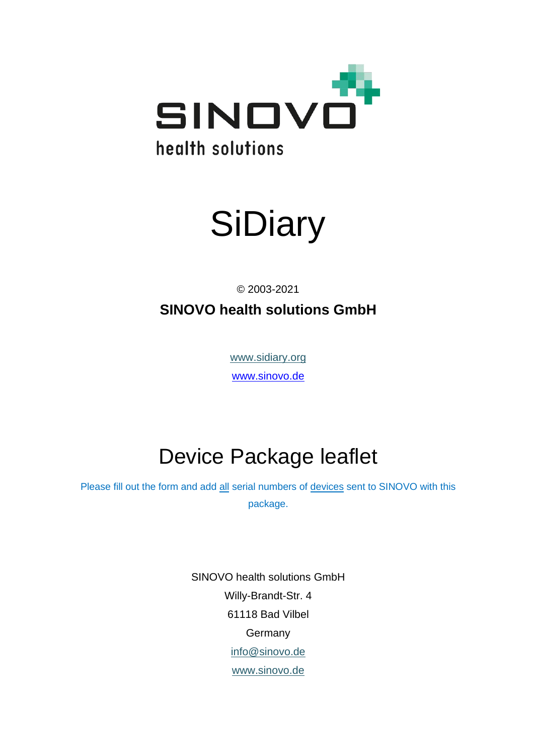SINOVO

health solutions

# SiDiary

© 2003-2021

**SINOVO health solutions GmbH**

www.sidiary.org

www.sinovo.de

## Device Package leaflet

Please fill out the form and add all serial numbers of devices sent to SINOVO with this package.

SINOVO health solutions GmbH
Willy-Brandt-Str. 4
61118 Bad Vilbel
Germany
info@sinovo.de
www.sinovo.de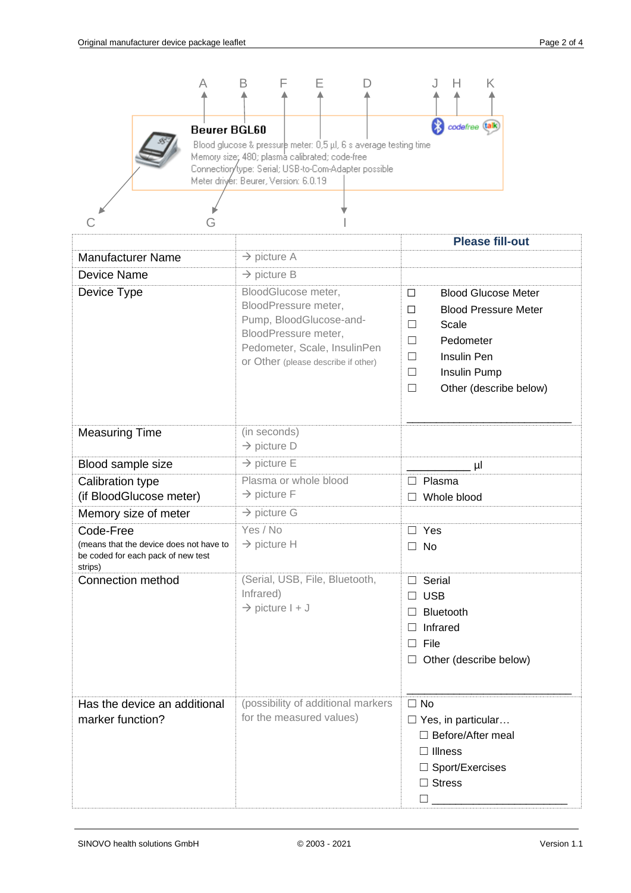A B F E D J H K

**Beurer BGL60**

Blood glucose & pressure meter: 0,5 µl, 6 s average testing time
Memory size: 480; plasma calibrated; code-free
Connection type: Serial; USB-to-Com-Adapter possible
Meter driver: Beurer, Version: 6.0.19

C G I

| | | **Please fill-out** |
|---|---|---|
| Manufacturer Name | → picture A | |
| Device Name | → picture B | |
| Device Type | BloodGlucose meter, BloodPressure meter, Pump, BloodGlucose-and-BloodPressure meter, Pedometer, Scale, InsulinPen or Other (please describe if other) | ☐ Blood Glucose Meter<br>☐ Blood Pressure Meter<br>☐ Scale<br>☐ Pedometer<br>☐ Insulin Pen<br>☐ Insulin Pump<br>☐ Other (describe below)<br>\_\_\_\_\_\_\_\_\_\_\_\_\_\_\_\_\_\_\_\_\_\_\_\_\_\_\_ |
| Measuring Time | (in seconds)<br>→ picture D | |
| Blood sample size | → picture E | \_\_\_\_\_\_\_\_\_\_\_ µl |
| Calibration type (if BloodGlucose meter) | Plasma or whole blood<br>→ picture F | ☐ Plasma<br>☐ Whole blood |
| Memory size of meter | → picture G | |
| Code-Free (means that the device does not have to be coded for each pack of new test strips) | Yes / No<br>→ picture H | ☐ Yes<br>☐ No |
| Connection method | (Serial, USB, File, Bluetooth, Infrared)<br>→ picture I + J | ☐ Serial<br>☐ USB<br>☐ Bluetooth<br>☐ Infrared<br>☐ File<br>☐ Other (describe below)<br>\_\_\_\_\_\_\_\_\_\_\_\_\_\_\_\_\_\_\_\_\_\_\_\_\_\_\_ |
| Has the device an additional marker function? | (possibility of additional markers for the measured values) | ☐ No<br>☐ Yes, in particular…<br>☐ Before/After meal<br>☐ Illness<br>☐ Sport/Exercises<br>☐ Stress<br>☐ \_\_\_\_\_\_\_\_\_\_\_\_\_\_\_\_\_\_\_\_\_\_\_ |

SINOVO health solutions GmbH © 2003 - 2021 Version 1.1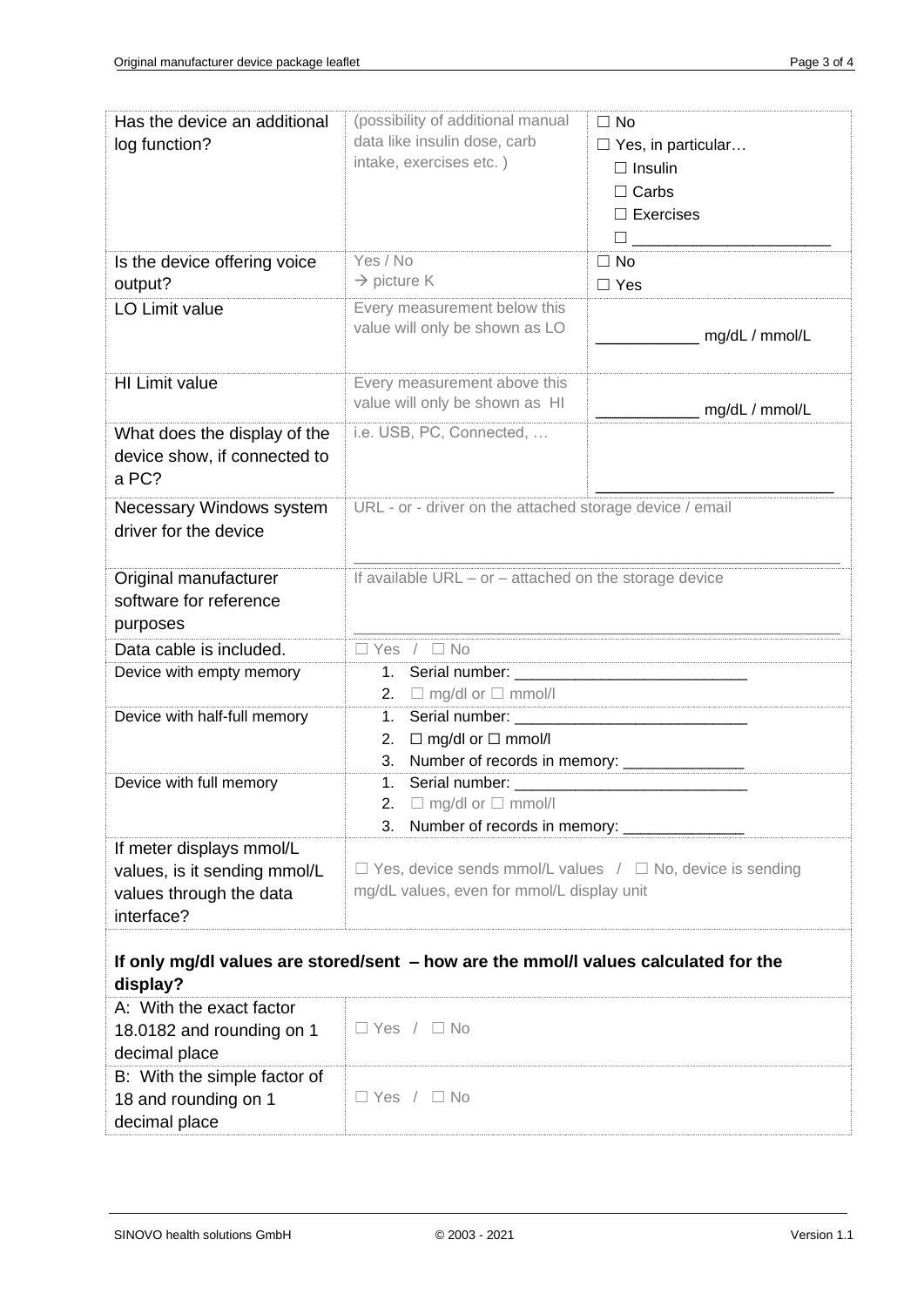| Has the device an additional log function? | (possibility of additional manual data like insulin dose, carb intake, exercises etc. ) | ☐ No<br>☐ Yes, in particular…<br>☐ Insulin<br>☐ Carbs<br>☐ Exercises<br>☐ ______________________ |
|---|---|---|
| Is the device offering voice output? | Yes / No<br>→ picture K | ☐ No<br>☐ Yes |
| LO Limit value | Every measurement below this value will only be shown as LO | ___________ mg/dL / mmol/L |
| HI Limit value | Every measurement above this value will only be shown as HI | ___________ mg/dL / mmol/L |
| What does the display of the device show, if connected to a PC? | i.e. USB, PC, Connected, … | _________________________ |
| Necessary Windows system driver for the device | URL - or - driver on the attached storage device / email<br>_______________________________________________ | |
| Original manufacturer software for reference purposes | If available URL – or – attached on the storage device<br>_______________________________________________ | |
| Data cable is included. | ☐ Yes / ☐ No | |
| Device with empty memory | 1. Serial number: ___________________________<br>2. ☐ mg/dl or ☐ mmol/l | |
| Device with half-full memory | 1. Serial number: ___________________________<br>2. ☐ mg/dl or ☐ mmol/l<br>3. Number of records in memory: ______________ | |
| Device with full memory | 1. Serial number: ___________________________<br>2. ☐ mg/dl or ☐ mmol/l<br>3. Number of records in memory: ______________ | |
| If meter displays mmol/L values, is it sending mmol/L values through the data interface? | ☐ Yes, device sends mmol/L values / ☐ No, device is sending mg/dL values, even for mmol/L display unit | |

**If only mg/dl values are stored/sent – how are the mmol/l values calculated for the display?**

| | |
|---|---|
| A: With the exact factor 18.0182 and rounding on 1 decimal place | ☐ Yes / ☐ No |
| B: With the simple factor of 18 and rounding on 1 decimal place | ☐ Yes / ☐ No |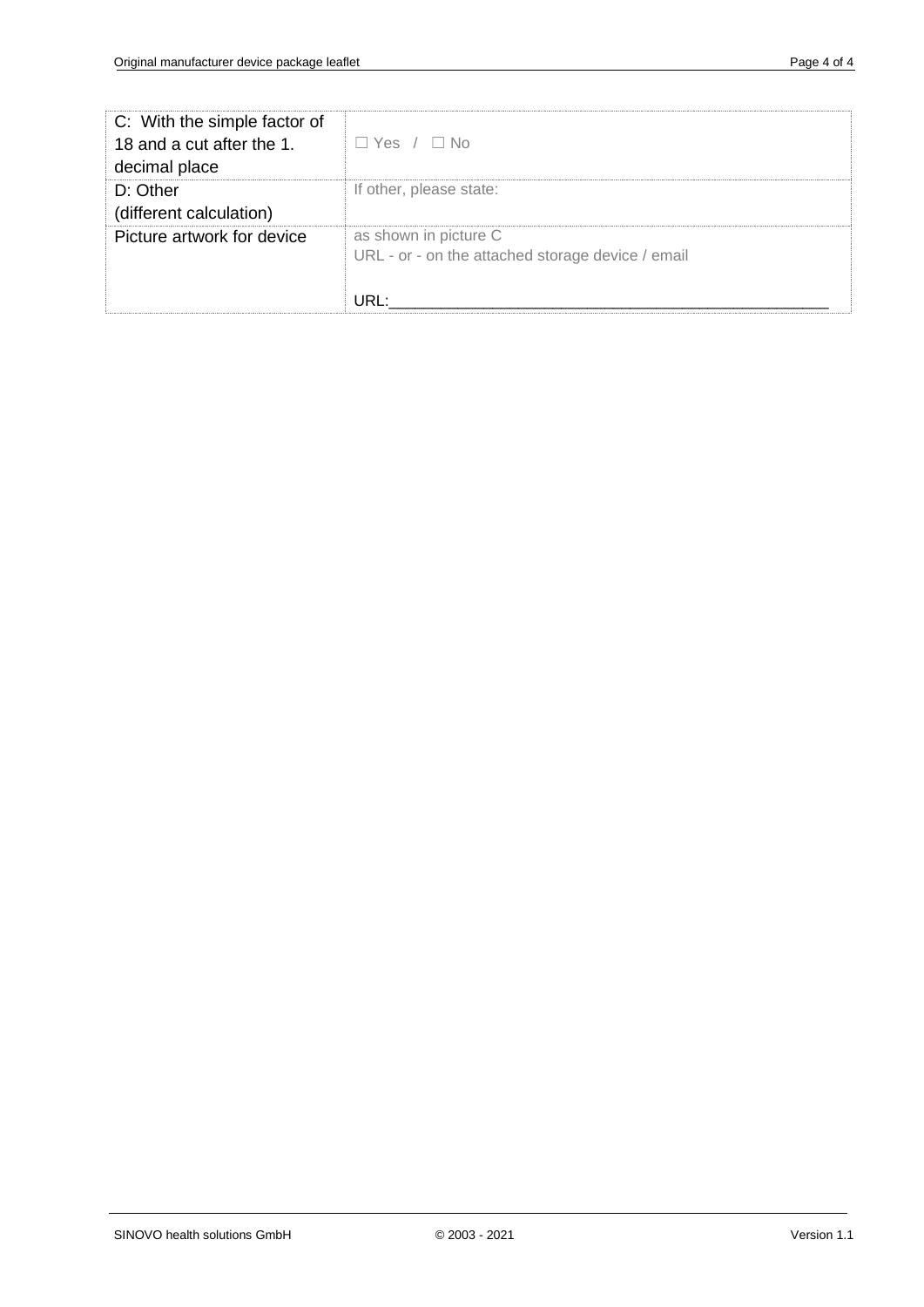| | |
|---|---|
| C: With the simple factor of 18 and a cut after the 1. decimal place | ☐ Yes / ☐ No |
| D: Other (different calculation) | If other, please state: |
| Picture artwork for device | as shown in picture C<br>URL - or - on the attached storage device / email<br><br>URL:_____________________________________________ |